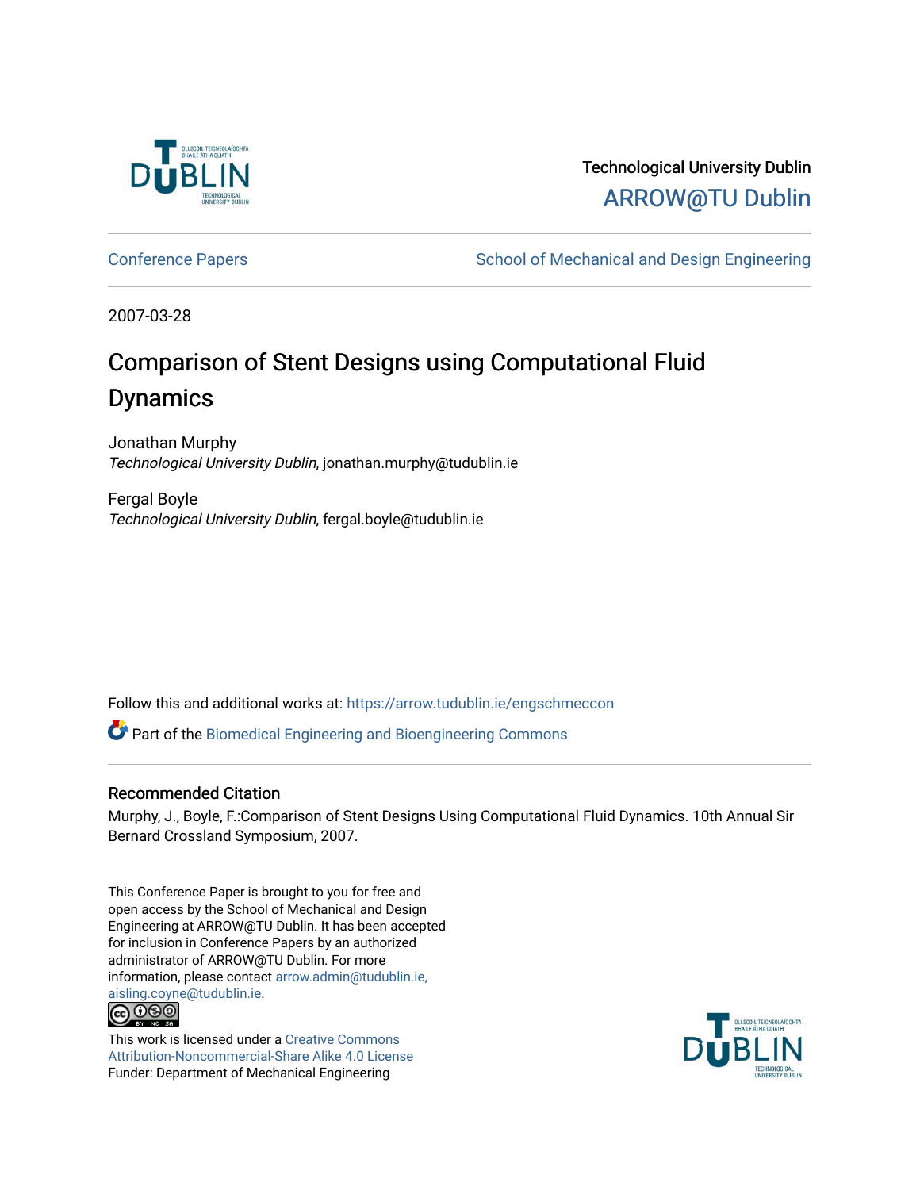Technological University Dublin

ARROW@TU Dublin

Conference Papers | School of Mechanical and Design Engineering

2007-03-28

# Comparison of Stent Designs using Computational Fluid Dynamics

Jonathan Murphy
*Technological University Dublin*, jonathan.murphy@tudublin.ie

Fergal Boyle
*Technological University Dublin*, fergal.boyle@tudublin.ie

Follow this and additional works at: https://arrow.tudublin.ie/engschmeccon

Part of the Biomedical Engineering and Bioengineering Commons

### Recommended Citation

Murphy, J., Boyle, F.:Comparison of Stent Designs Using Computational Fluid Dynamics. 10th Annual Sir Bernard Crossland Symposium, 2007.

This Conference Paper is brought to you for free and open access by the School of Mechanical and Design Engineering at ARROW@TU Dublin. It has been accepted for inclusion in Conference Papers by an authorized administrator of ARROW@TU Dublin. For more information, please contact arrow.admin@tudublin.ie, aisling.coyne@tudublin.ie.

This work is licensed under a Creative Commons Attribution-Noncommercial-Share Alike 4.0 License
Funder: Department of Mechanical Engineering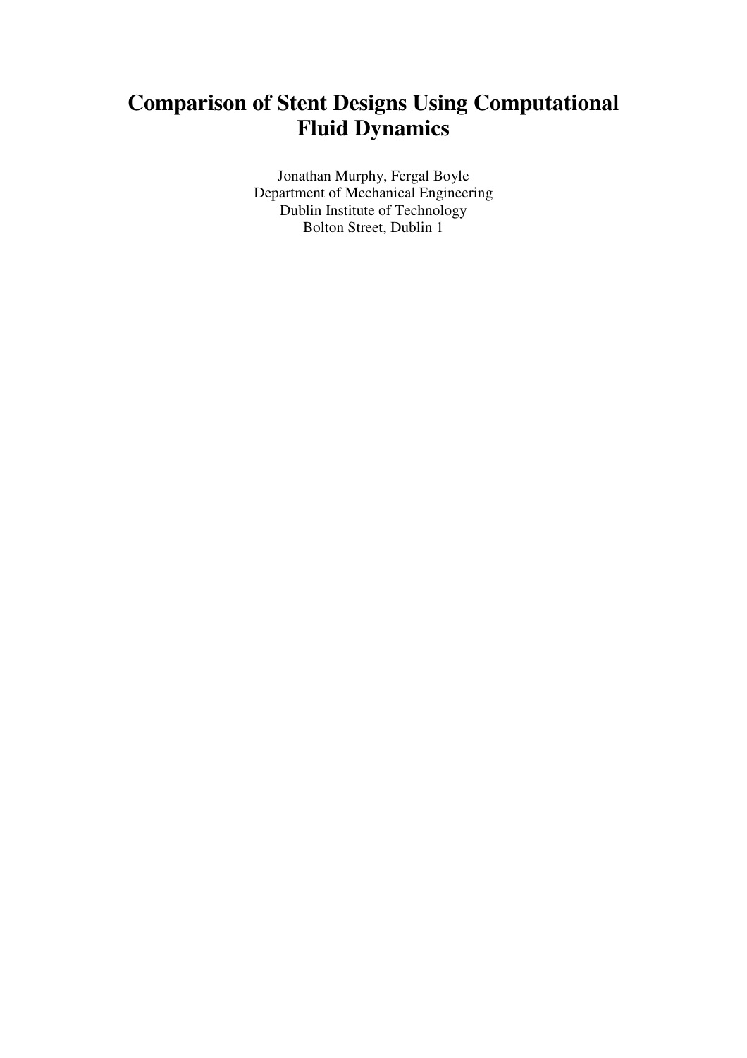# Comparison of Stent Designs Using Computational Fluid Dynamics

Jonathan Murphy, Fergal Boyle
Department of Mechanical Engineering
Dublin Institute of Technology
Bolton Street, Dublin 1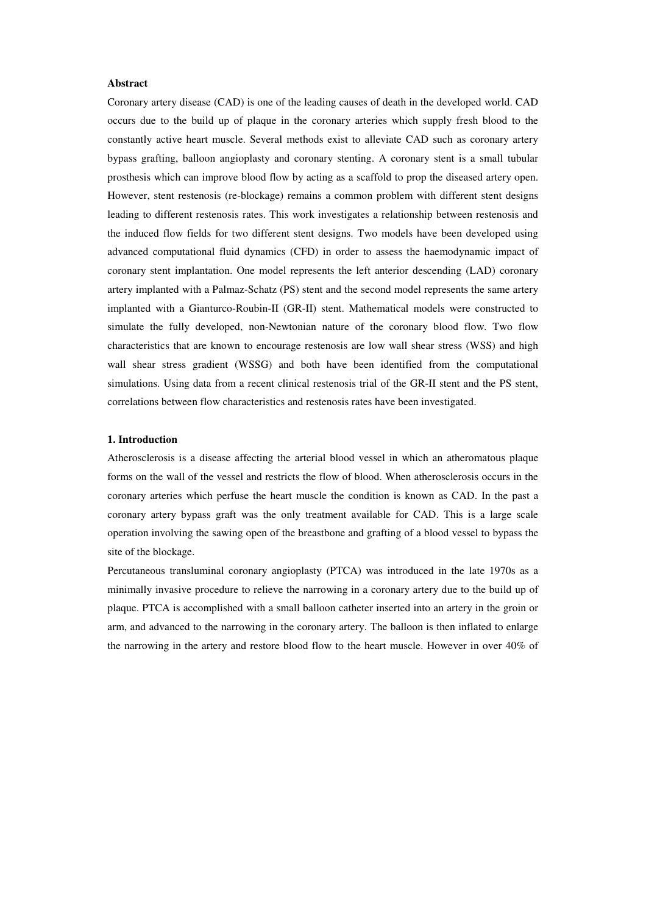**Abstract**

Coronary artery disease (CAD) is one of the leading causes of death in the developed world. CAD occurs due to the build up of plaque in the coronary arteries which supply fresh blood to the constantly active heart muscle. Several methods exist to alleviate CAD such as coronary artery bypass grafting, balloon angioplasty and coronary stenting. A coronary stent is a small tubular prosthesis which can improve blood flow by acting as a scaffold to prop the diseased artery open. However, stent restenosis (re-blockage) remains a common problem with different stent designs leading to different restenosis rates. This work investigates a relationship between restenosis and the induced flow fields for two different stent designs. Two models have been developed using advanced computational fluid dynamics (CFD) in order to assess the haemodynamic impact of coronary stent implantation. One model represents the left anterior descending (LAD) coronary artery implanted with a Palmaz-Schatz (PS) stent and the second model represents the same artery implanted with a Gianturco-Roubin-II (GR-II) stent. Mathematical models were constructed to simulate the fully developed, non-Newtonian nature of the coronary blood flow. Two flow characteristics that are known to encourage restenosis are low wall shear stress (WSS) and high wall shear stress gradient (WSSG) and both have been identified from the computational simulations. Using data from a recent clinical restenosis trial of the GR-II stent and the PS stent, correlations between flow characteristics and restenosis rates have been investigated.

**1. Introduction**

Atherosclerosis is a disease affecting the arterial blood vessel in which an atheromatous plaque forms on the wall of the vessel and restricts the flow of blood. When atherosclerosis occurs in the coronary arteries which perfuse the heart muscle the condition is known as CAD. In the past a coronary artery bypass graft was the only treatment available for CAD. This is a large scale operation involving the sawing open of the breastbone and grafting of a blood vessel to bypass the site of the blockage.

Percutaneous transluminal coronary angioplasty (PTCA) was introduced in the late 1970s as a minimally invasive procedure to relieve the narrowing in a coronary artery due to the build up of plaque. PTCA is accomplished with a small balloon catheter inserted into an artery in the groin or arm, and advanced to the narrowing in the coronary artery. The balloon is then inflated to enlarge the narrowing in the artery and restore blood flow to the heart muscle. However in over 40% of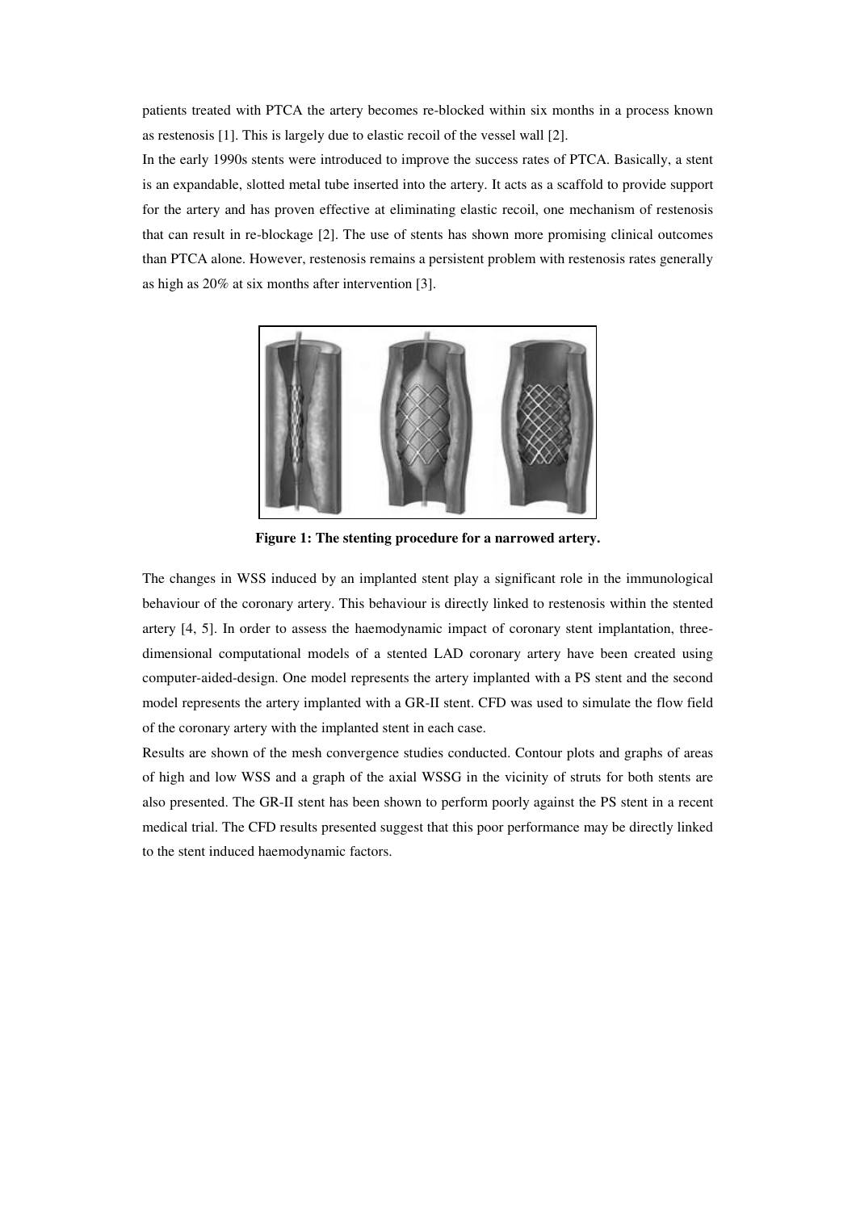patients treated with PTCA the artery becomes re-blocked within six months in a process known as restenosis [1]. This is largely due to elastic recoil of the vessel wall [2].

In the early 1990s stents were introduced to improve the success rates of PTCA. Basically, a stent is an expandable, slotted metal tube inserted into the artery. It acts as a scaffold to provide support for the artery and has proven effective at eliminating elastic recoil, one mechanism of restenosis that can result in re-blockage [2]. The use of stents has shown more promising clinical outcomes than PTCA alone. However, restenosis remains a persistent problem with restenosis rates generally as high as 20% at six months after intervention [3].

**Figure 1: The stenting procedure for a narrowed artery.**

The changes in WSS induced by an implanted stent play a significant role in the immunological behaviour of the coronary artery. This behaviour is directly linked to restenosis within the stented artery [4, 5]. In order to assess the haemodynamic impact of coronary stent implantation, three-dimensional computational models of a stented LAD coronary artery have been created using computer-aided-design. One model represents the artery implanted with a PS stent and the second model represents the artery implanted with a GR-II stent. CFD was used to simulate the flow field of the coronary artery with the implanted stent in each case.

Results are shown of the mesh convergence studies conducted. Contour plots and graphs of areas of high and low WSS and a graph of the axial WSSG in the vicinity of struts for both stents are also presented. The GR-II stent has been shown to perform poorly against the PS stent in a recent medical trial. The CFD results presented suggest that this poor performance may be directly linked to the stent induced haemodynamic factors.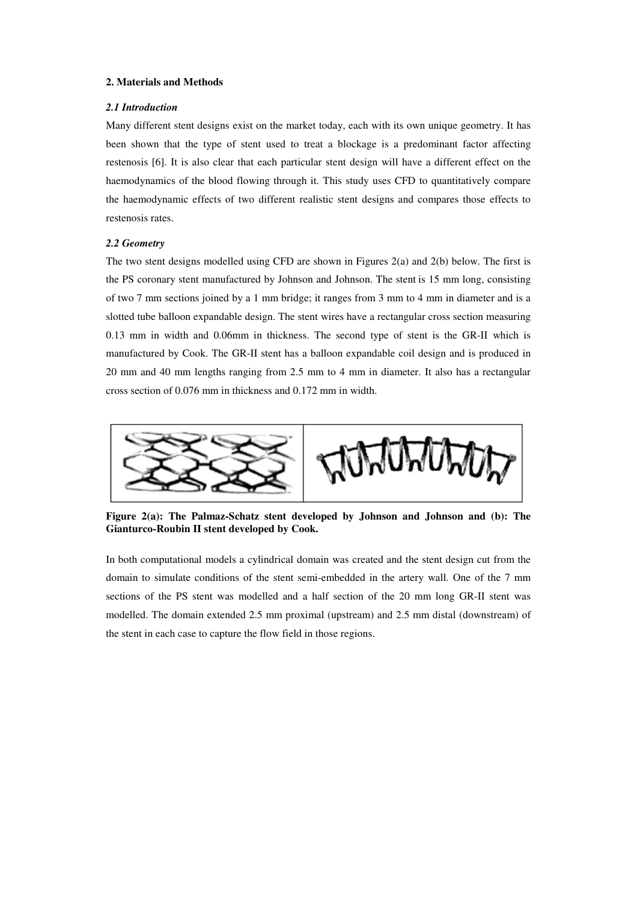## 2. Materials and Methods

### *2.1 Introduction*

Many different stent designs exist on the market today, each with its own unique geometry. It has been shown that the type of stent used to treat a blockage is a predominant factor affecting restenosis [6]. It is also clear that each particular stent design will have a different effect on the haemodynamics of the blood flowing through it. This study uses CFD to quantitatively compare the haemodynamic effects of two different realistic stent designs and compares those effects to restenosis rates.

### *2.2 Geometry*

The two stent designs modelled using CFD are shown in Figures 2(a) and 2(b) below. The first is the PS coronary stent manufactured by Johnson and Johnson. The stent is 15 mm long, consisting of two 7 mm sections joined by a 1 mm bridge; it ranges from 3 mm to 4 mm in diameter and is a slotted tube balloon expandable design. The stent wires have a rectangular cross section measuring 0.13 mm in width and 0.06mm in thickness. The second type of stent is the GR-II which is manufactured by Cook. The GR-II stent has a balloon expandable coil design and is produced in 20 mm and 40 mm lengths ranging from 2.5 mm to 4 mm in diameter. It also has a rectangular cross section of 0.076 mm in thickness and 0.172 mm in width.

**Figure 2(a): The Palmaz-Schatz stent developed by Johnson and Johnson and (b): The Gianturco-Roubin II stent developed by Cook.**

In both computational models a cylindrical domain was created and the stent design cut from the domain to simulate conditions of the stent semi-embedded in the artery wall. One of the 7 mm sections of the PS stent was modelled and a half section of the 20 mm long GR-II stent was modelled. The domain extended 2.5 mm proximal (upstream) and 2.5 mm distal (downstream) of the stent in each case to capture the flow field in those regions.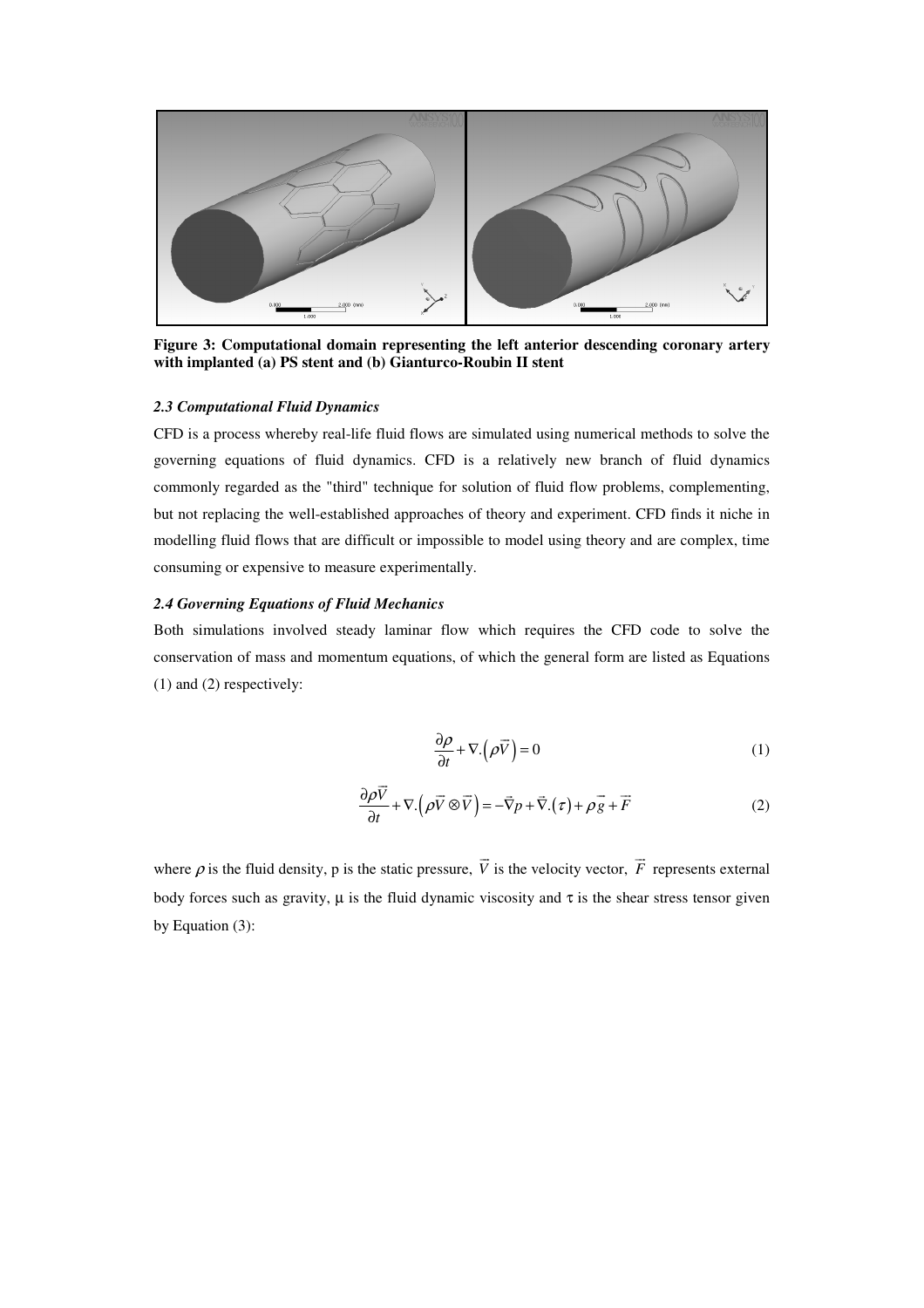**Figure 3: Computational domain representing the left anterior descending coronary artery with implanted (a) PS stent and (b) Gianturco-Roubin II stent**

### *2.3 Computational Fluid Dynamics*

CFD is a process whereby real-life fluid flows are simulated using numerical methods to solve the governing equations of fluid dynamics. CFD is a relatively new branch of fluid dynamics commonly regarded as the "third" technique for solution of fluid flow problems, complementing, but not replacing the well-established approaches of theory and experiment. CFD finds it niche in modelling fluid flows that are difficult or impossible to model using theory and are complex, time consuming or expensive to measure experimentally.

### *2.4 Governing Equations of Fluid Mechanics*

Both simulations involved steady laminar flow which requires the CFD code to solve the conservation of mass and momentum equations, of which the general form are listed as Equations (1) and (2) respectively:

$$\frac{\partial \rho}{\partial t} + \nabla . \left( \rho \vec{V} \right) = 0 \tag{1}$$

$$\frac{\partial \rho \vec{V}}{\partial t} + \nabla . \left( \rho \vec{V} \otimes \vec{V} \right) = -\vec{\nabla} p + \vec{\nabla} . \left( \tau \right) + \rho \vec{g} + \vec{F} \tag{2}$$

where $\rho$ is the fluid density, p is the static pressure, $\vec{V}$ is the velocity vector, $\vec{F}$ represents external body forces such as gravity, $\mu$ is the fluid dynamic viscosity and $\tau$ is the shear stress tensor given by Equation (3):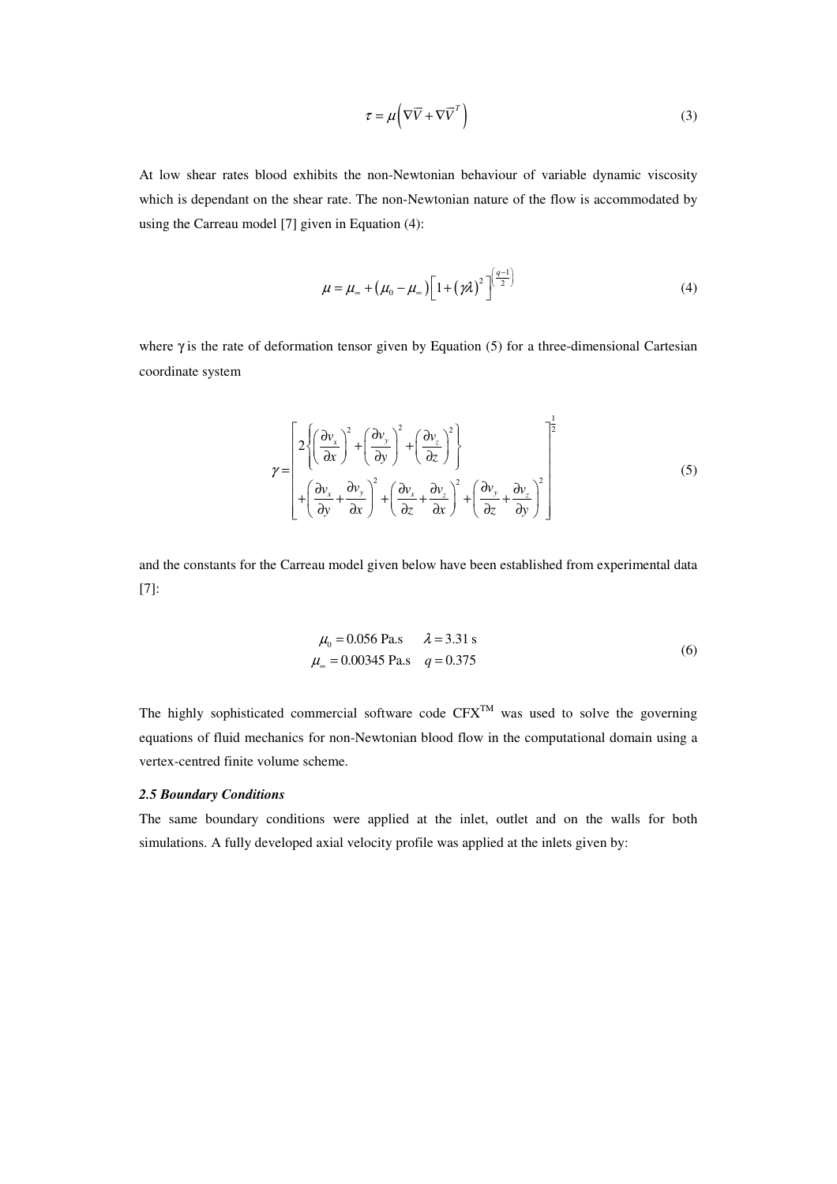$$\tau = \mu\left(\nabla\vec{V} + \nabla\vec{V}^{T}\right) \tag{3}$$

At low shear rates blood exhibits the non-Newtonian behaviour of variable dynamic viscosity which is dependant on the shear rate. The non-Newtonian nature of the flow is accommodated by using the Carreau model [7] given in Equation (4):

$$\mu = \mu_{\infty} + \left(\mu_0 - \mu_{\infty}\right)\left[1 + \left(\gamma\lambda\right)^2\right]^{\left(\frac{q-1}{2}\right)} \tag{4}$$

where $\gamma$ is the rate of deformation tensor given by Equation (5) for a three-dimensional Cartesian coordinate system

$$\gamma = \left[\begin{array}{l} 2\left\{\left(\dfrac{\partial v_x}{\partial x}\right)^2 + \left(\dfrac{\partial v_y}{\partial y}\right)^2 + \left(\dfrac{\partial v_z}{\partial z}\right)^2\right\} \\ + \left(\dfrac{\partial v_x}{\partial y} + \dfrac{\partial v_y}{\partial x}\right)^2 + \left(\dfrac{\partial v_x}{\partial z} + \dfrac{\partial v_z}{\partial x}\right)^2 + \left(\dfrac{\partial v_y}{\partial z} + \dfrac{\partial v_z}{\partial y}\right)^2 \end{array}\right]^{\frac{1}{2}} \tag{5}$$

and the constants for the Carreau model given below have been established from experimental data [7]:

$$\begin{array}{ll} \mu_0 = 0.056 \text{ Pa.s} & \lambda = 3.31 \text{ s} \\ \mu_{\infty} = 0.00345 \text{ Pa.s} & q = 0.375 \end{array} \tag{6}$$

The highly sophisticated commercial software code CFX$^{TM}$ was used to solve the governing equations of fluid mechanics for non-Newtonian blood flow in the computational domain using a vertex-centred finite volume scheme.

### *2.5 Boundary Conditions*

The same boundary conditions were applied at the inlet, outlet and on the walls for both simulations. A fully developed axial velocity profile was applied at the inlets given by: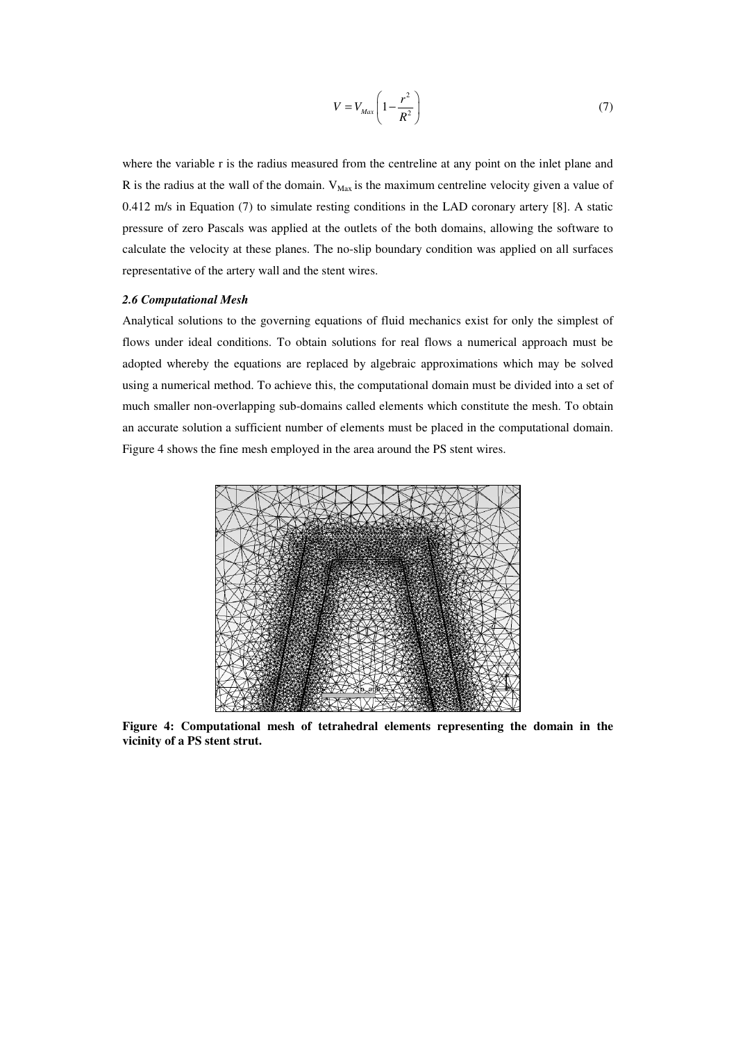$$V = V_{Max}\left(1 - \frac{r^2}{R^2}\right) \tag{7}$$

where the variable r is the radius measured from the centreline at any point on the inlet plane and R is the radius at the wall of the domain. $V_{Max}$ is the maximum centreline velocity given a value of 0.412 m/s in Equation (7) to simulate resting conditions in the LAD coronary artery [8]. A static pressure of zero Pascals was applied at the outlets of the both domains, allowing the software to calculate the velocity at these planes. The no-slip boundary condition was applied on all surfaces representative of the artery wall and the stent wires.

### *2.6 Computational Mesh*

Analytical solutions to the governing equations of fluid mechanics exist for only the simplest of flows under ideal conditions. To obtain solutions for real flows a numerical approach must be adopted whereby the equations are replaced by algebraic approximations which may be solved using a numerical method. To achieve this, the computational domain must be divided into a set of much smaller non-overlapping sub-domains called elements which constitute the mesh. To obtain an accurate solution a sufficient number of elements must be placed in the computational domain. Figure 4 shows the fine mesh employed in the area around the PS stent wires.

**Figure 4: Computational mesh of tetrahedral elements representing the domain in the vicinity of a PS stent strut.**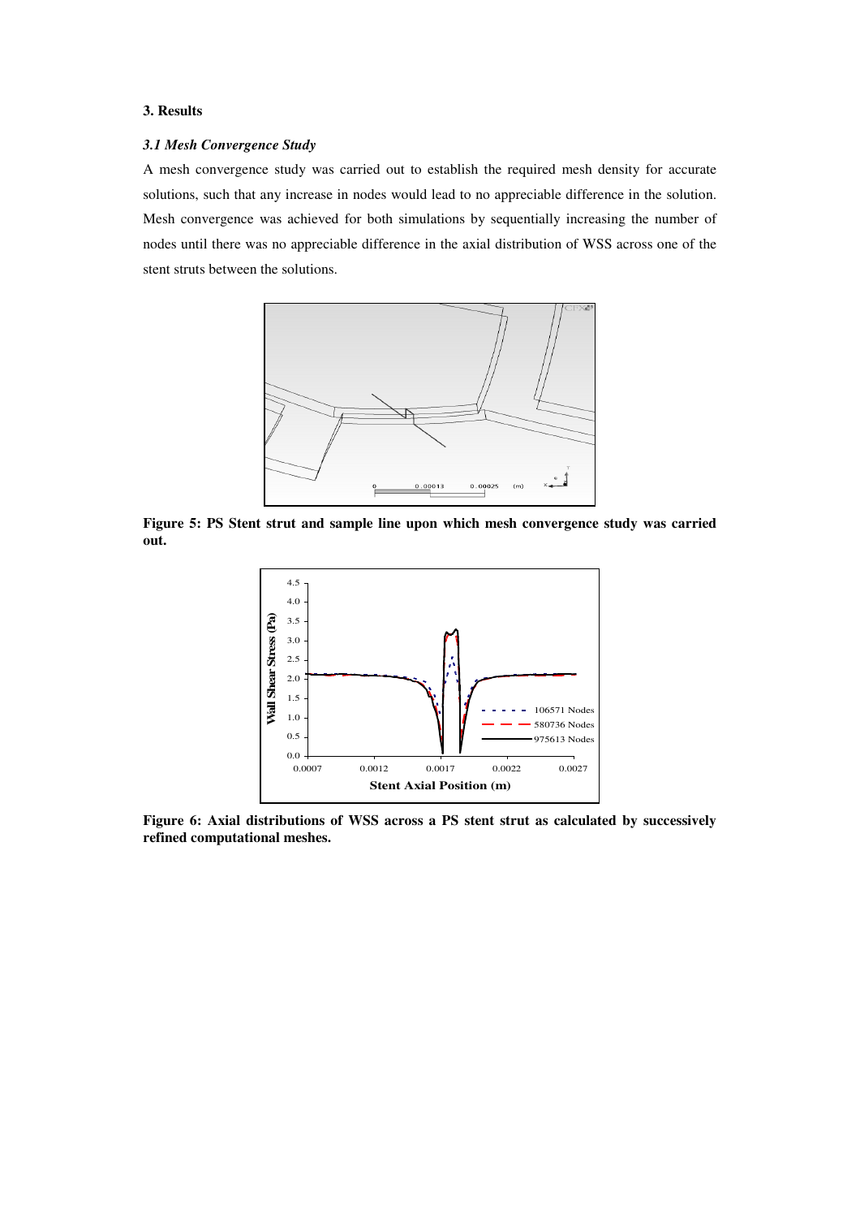## 3. Results

### *3.1 Mesh Convergence Study*

A mesh convergence study was carried out to establish the required mesh density for accurate solutions, such that any increase in nodes would lead to no appreciable difference in the solution. Mesh convergence was achieved for both simulations by sequentially increasing the number of nodes until there was no appreciable difference in the axial distribution of WSS across one of the stent struts between the solutions.

**Figure 5: PS Stent strut and sample line upon which mesh convergence study was carried out.**

**Figure 6: Axial distributions of WSS across a PS stent strut as calculated by successively refined computational meshes.**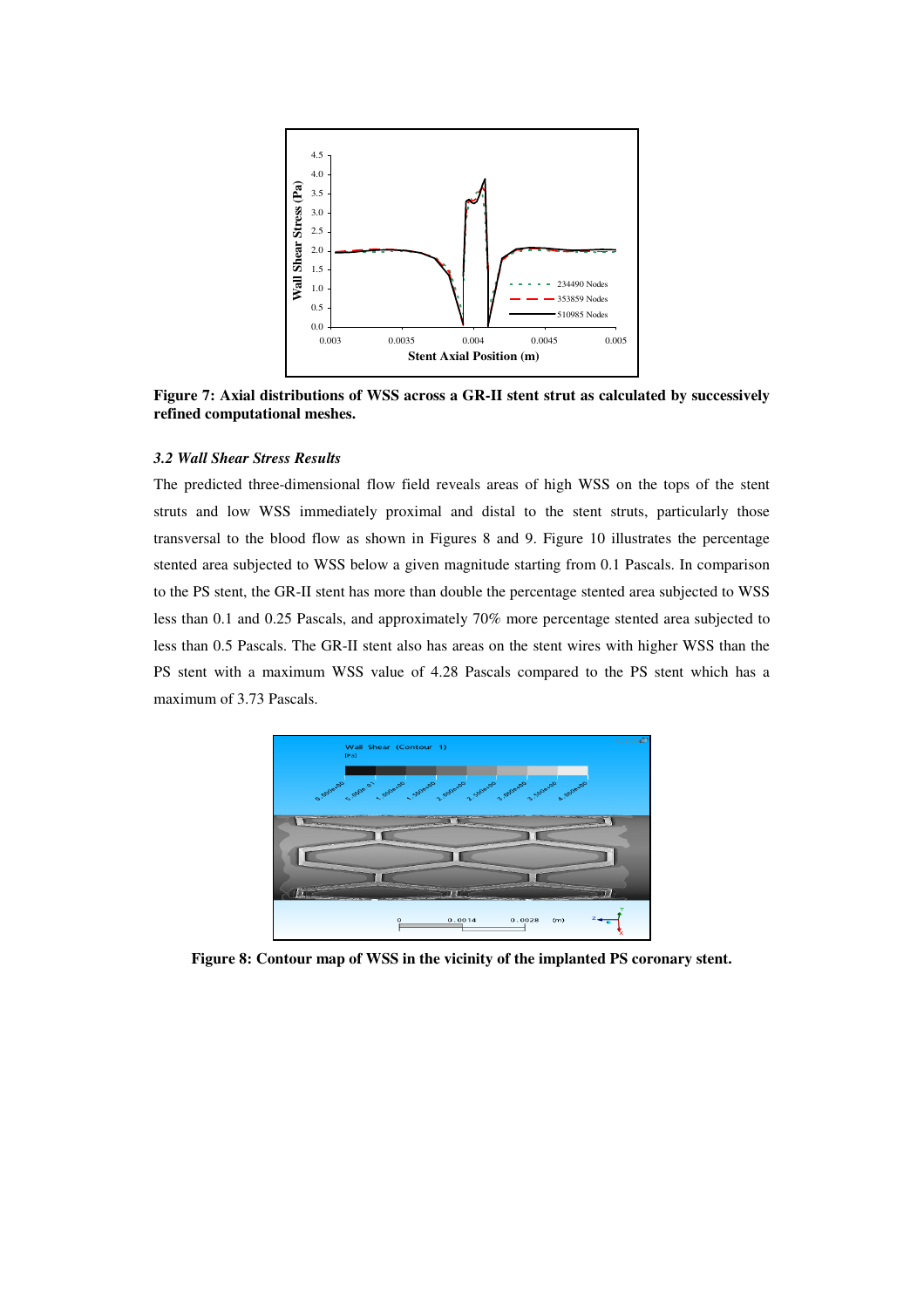**Figure 7: Axial distributions of WSS across a GR-II stent strut as calculated by successively refined computational meshes.**

### *3.2 Wall Shear Stress Results*

The predicted three-dimensional flow field reveals areas of high WSS on the tops of the stent struts and low WSS immediately proximal and distal to the stent struts, particularly those transversal to the blood flow as shown in Figures 8 and 9. Figure 10 illustrates the percentage stented area subjected to WSS below a given magnitude starting from 0.1 Pascals. In comparison to the PS stent, the GR-II stent has more than double the percentage stented area subjected to WSS less than 0.1 and 0.25 Pascals, and approximately 70% more percentage stented area subjected to less than 0.5 Pascals. The GR-II stent also has areas on the stent wires with higher WSS than the PS stent with a maximum WSS value of 4.28 Pascals compared to the PS stent which has a maximum of 3.73 Pascals.

**Figure 8: Contour map of WSS in the vicinity of the implanted PS coronary stent.**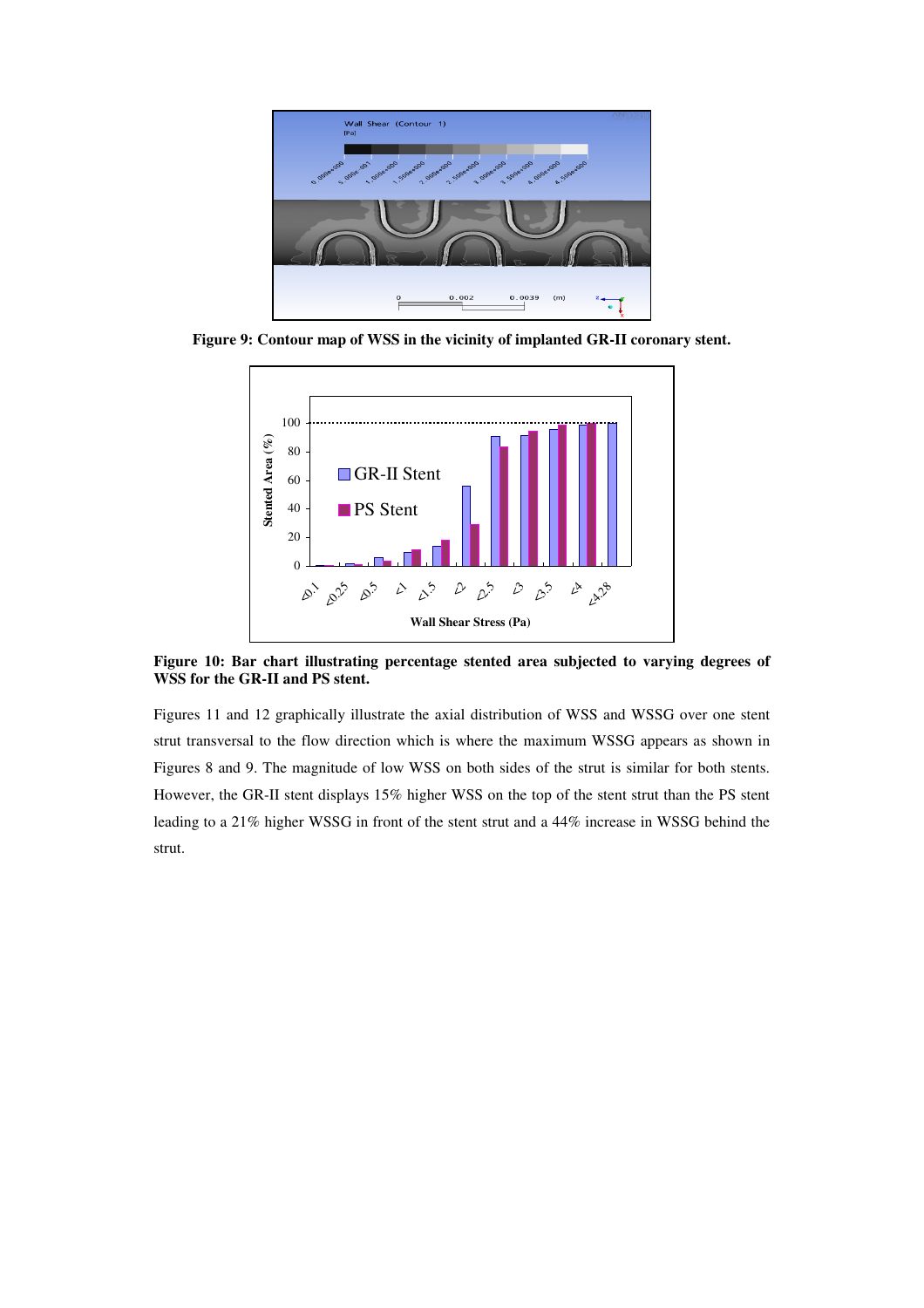**Figure 9: Contour map of WSS in the vicinity of implanted GR-II coronary stent.**

**Figure 10: Bar chart illustrating percentage stented area subjected to varying degrees of WSS for the GR-II and PS stent.**

Figures 11 and 12 graphically illustrate the axial distribution of WSS and WSSG over one stent strut transversal to the flow direction which is where the maximum WSSG appears as shown in Figures 8 and 9. The magnitude of low WSS on both sides of the strut is similar for both stents. However, the GR-II stent displays 15% higher WSS on the top of the stent strut than the PS stent leading to a 21% higher WSSG in front of the stent strut and a 44% increase in WSSG behind the strut.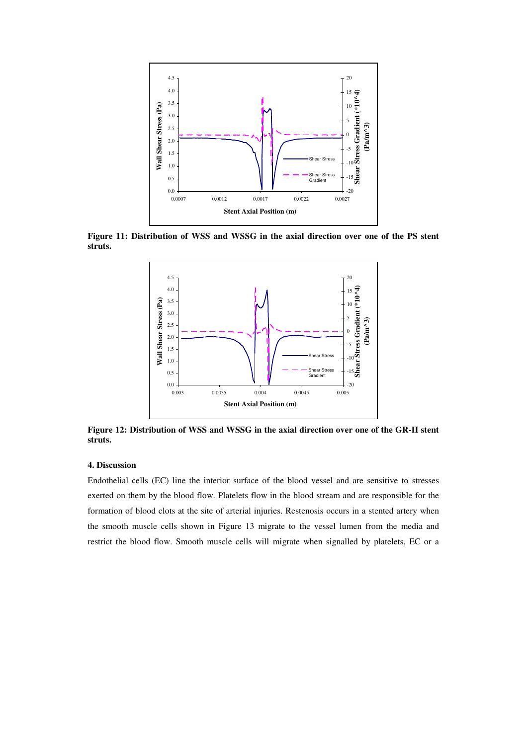**Figure 11: Distribution of WSS and WSSG in the axial direction over one of the PS stent struts.**

**Figure 12: Distribution of WSS and WSSG in the axial direction over one of the GR-II stent struts.**

### 4. Discussion

Endothelial cells (EC) line the interior surface of the blood vessel and are sensitive to stresses exerted on them by the blood flow. Platelets flow in the blood stream and are responsible for the formation of blood clots at the site of arterial injuries. Restenosis occurs in a stented artery when the smooth muscle cells shown in Figure 13 migrate to the vessel lumen from the media and restrict the blood flow. Smooth muscle cells will migrate when signalled by platelets, EC or a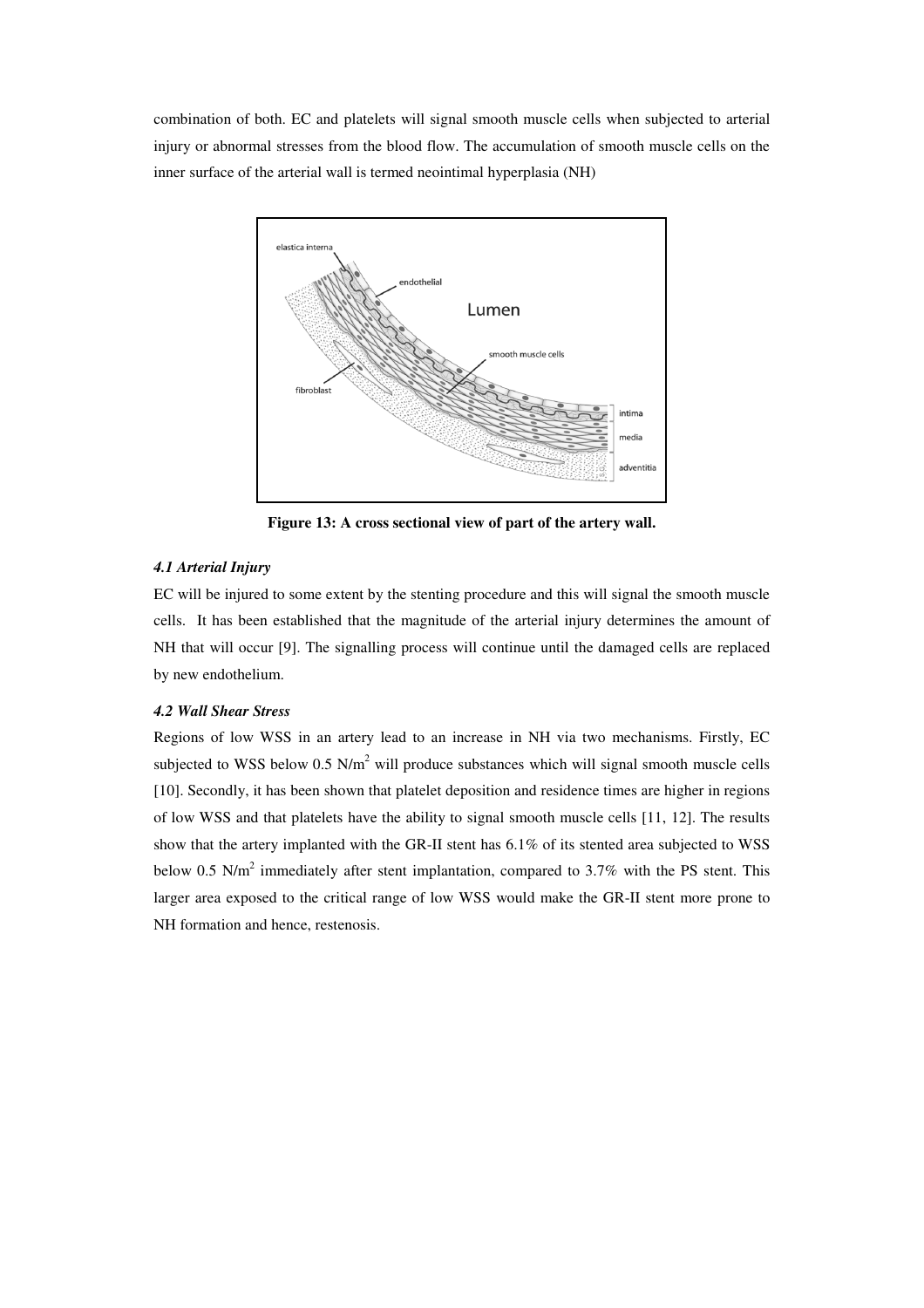combination of both. EC and platelets will signal smooth muscle cells when subjected to arterial injury or abnormal stresses from the blood flow. The accumulation of smooth muscle cells on the inner surface of the arterial wall is termed neointimal hyperplasia (NH)

**Figure 13: A cross sectional view of part of the artery wall.**

### *4.1 Arterial Injury*

EC will be injured to some extent by the stenting procedure and this will signal the smooth muscle cells. It has been established that the magnitude of the arterial injury determines the amount of NH that will occur [9]. The signalling process will continue until the damaged cells are replaced by new endothelium.

### *4.2 Wall Shear Stress*

Regions of low WSS in an artery lead to an increase in NH via two mechanisms. Firstly, EC subjected to WSS below 0.5 $N/m^2$ will produce substances which will signal smooth muscle cells [10]. Secondly, it has been shown that platelet deposition and residence times are higher in regions of low WSS and that platelets have the ability to signal smooth muscle cells [11, 12]. The results show that the artery implanted with the GR-II stent has 6.1% of its stented area subjected to WSS below 0.5 $N/m^2$ immediately after stent implantation, compared to 3.7% with the PS stent. This larger area exposed to the critical range of low WSS would make the GR-II stent more prone to NH formation and hence, restenosis.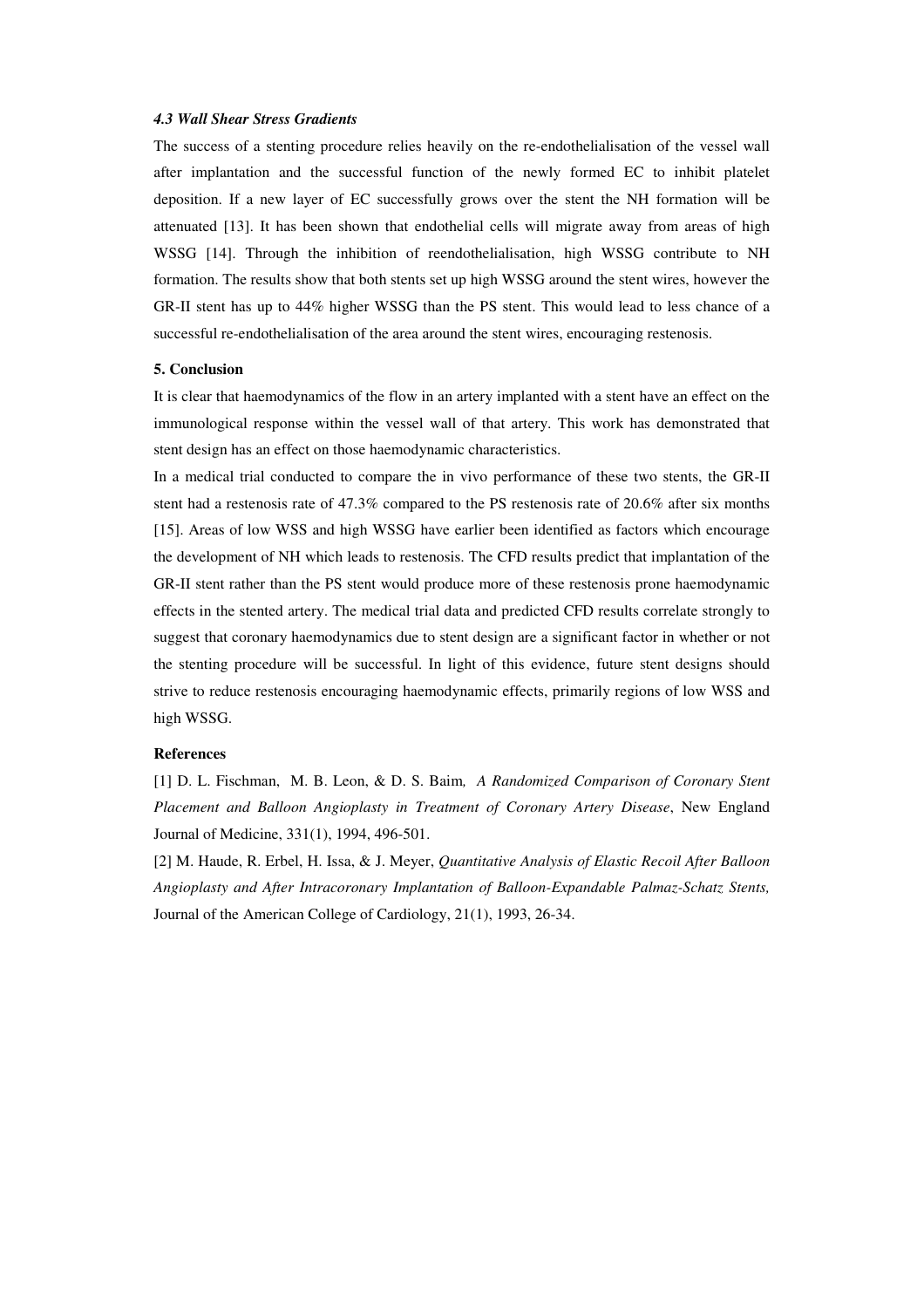### *4.3 Wall Shear Stress Gradients*

The success of a stenting procedure relies heavily on the re-endothelialisation of the vessel wall after implantation and the successful function of the newly formed EC to inhibit platelet deposition. If a new layer of EC successfully grows over the stent the NH formation will be attenuated [13]. It has been shown that endothelial cells will migrate away from areas of high WSSG [14]. Through the inhibition of reendothelialisation, high WSSG contribute to NH formation. The results show that both stents set up high WSSG around the stent wires, however the GR-II stent has up to 44% higher WSSG than the PS stent. This would lead to less chance of a successful re-endothelialisation of the area around the stent wires, encouraging restenosis.

## 5. Conclusion

It is clear that haemodynamics of the flow in an artery implanted with a stent have an effect on the immunological response within the vessel wall of that artery. This work has demonstrated that stent design has an effect on those haemodynamic characteristics.

In a medical trial conducted to compare the in vivo performance of these two stents, the GR-II stent had a restenosis rate of 47.3% compared to the PS restenosis rate of 20.6% after six months [15]. Areas of low WSS and high WSSG have earlier been identified as factors which encourage the development of NH which leads to restenosis. The CFD results predict that implantation of the GR-II stent rather than the PS stent would produce more of these restenosis prone haemodynamic effects in the stented artery. The medical trial data and predicted CFD results correlate strongly to suggest that coronary haemodynamics due to stent design are a significant factor in whether or not the stenting procedure will be successful. In light of this evidence, future stent designs should strive to reduce restenosis encouraging haemodynamic effects, primarily regions of low WSS and high WSSG.

## References

[1] D. L. Fischman, M. B. Leon, & D. S. Baim, *A Randomized Comparison of Coronary Stent Placement and Balloon Angioplasty in Treatment of Coronary Artery Disease*, New England Journal of Medicine, 331(1), 1994, 496-501.

[2] M. Haude, R. Erbel, H. Issa, & J. Meyer, *Quantitative Analysis of Elastic Recoil After Balloon Angioplasty and After Intracoronary Implantation of Balloon-Expandable Palmaz-Schatz Stents,* Journal of the American College of Cardiology, 21(1), 1993, 26-34.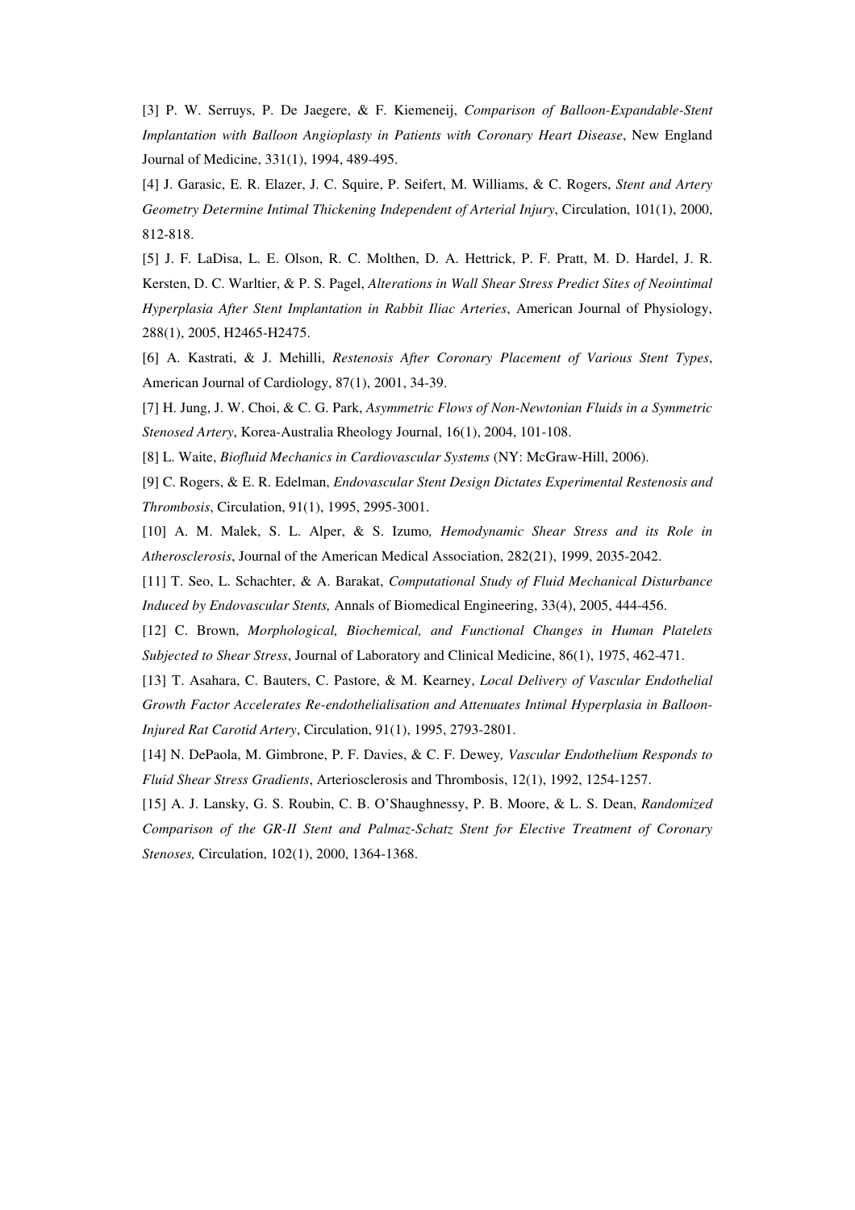[3] P. W. Serruys, P. De Jaegere, & F. Kiemeneij, *Comparison of Balloon-Expandable-Stent Implantation with Balloon Angioplasty in Patients with Coronary Heart Disease*, New England Journal of Medicine, 331(1), 1994, 489-495.

[4] J. Garasic, E. R. Elazer, J. C. Squire, P. Seifert, M. Williams, & C. Rogers, *Stent and Artery Geometry Determine Intimal Thickening Independent of Arterial Injury*, Circulation, 101(1), 2000, 812-818.

[5] J. F. LaDisa, L. E. Olson, R. C. Molthen, D. A. Hettrick, P. F. Pratt, M. D. Hardel, J. R. Kersten, D. C. Warltier, & P. S. Pagel, *Alterations in Wall Shear Stress Predict Sites of Neointimal Hyperplasia After Stent Implantation in Rabbit Iliac Arteries*, American Journal of Physiology, 288(1), 2005, H2465-H2475.

[6] A. Kastrati, & J. Mehilli, *Restenosis After Coronary Placement of Various Stent Types*, American Journal of Cardiology, 87(1), 2001, 34-39.

[7] H. Jung, J. W. Choi, & C. G. Park, *Asymmetric Flows of Non-Newtonian Fluids in a Symmetric Stenosed Artery*, Korea-Australia Rheology Journal, 16(1), 2004, 101-108.

[8] L. Waite, *Biofluid Mechanics in Cardiovascular Systems* (NY: McGraw-Hill, 2006).

[9] C. Rogers, & E. R. Edelman, *Endovascular Stent Design Dictates Experimental Restenosis and Thrombosis*, Circulation, 91(1), 1995, 2995-3001.

[10] A. M. Malek, S. L. Alper, & S. Izumo*, Hemodynamic Shear Stress and its Role in Atherosclerosis*, Journal of the American Medical Association, 282(21), 1999, 2035-2042.

[11] T. Seo, L. Schachter, & A. Barakat, *Computational Study of Fluid Mechanical Disturbance Induced by Endovascular Stents,* Annals of Biomedical Engineering, 33(4), 2005, 444-456.

[12] C. Brown, *Morphological, Biochemical, and Functional Changes in Human Platelets Subjected to Shear Stress*, Journal of Laboratory and Clinical Medicine, 86(1), 1975, 462-471.

[13] T. Asahara, C. Bauters, C. Pastore, & M. Kearney, *Local Delivery of Vascular Endothelial Growth Factor Accelerates Re-endothelialisation and Attenuates Intimal Hyperplasia in Balloon-Injured Rat Carotid Artery*, Circulation, 91(1), 1995, 2793-2801.

[14] N. DePaola, M. Gimbrone, P. F. Davies, & C. F. Dewey*, Vascular Endothelium Responds to Fluid Shear Stress Gradients*, Arteriosclerosis and Thrombosis, 12(1), 1992, 1254-1257.

[15] A. J. Lansky, G. S. Roubin, C. B. O'Shaughnessy, P. B. Moore, & L. S. Dean, *Randomized Comparison of the GR-II Stent and Palmaz-Schatz Stent for Elective Treatment of Coronary Stenoses,* Circulation, 102(1), 2000, 1364-1368.